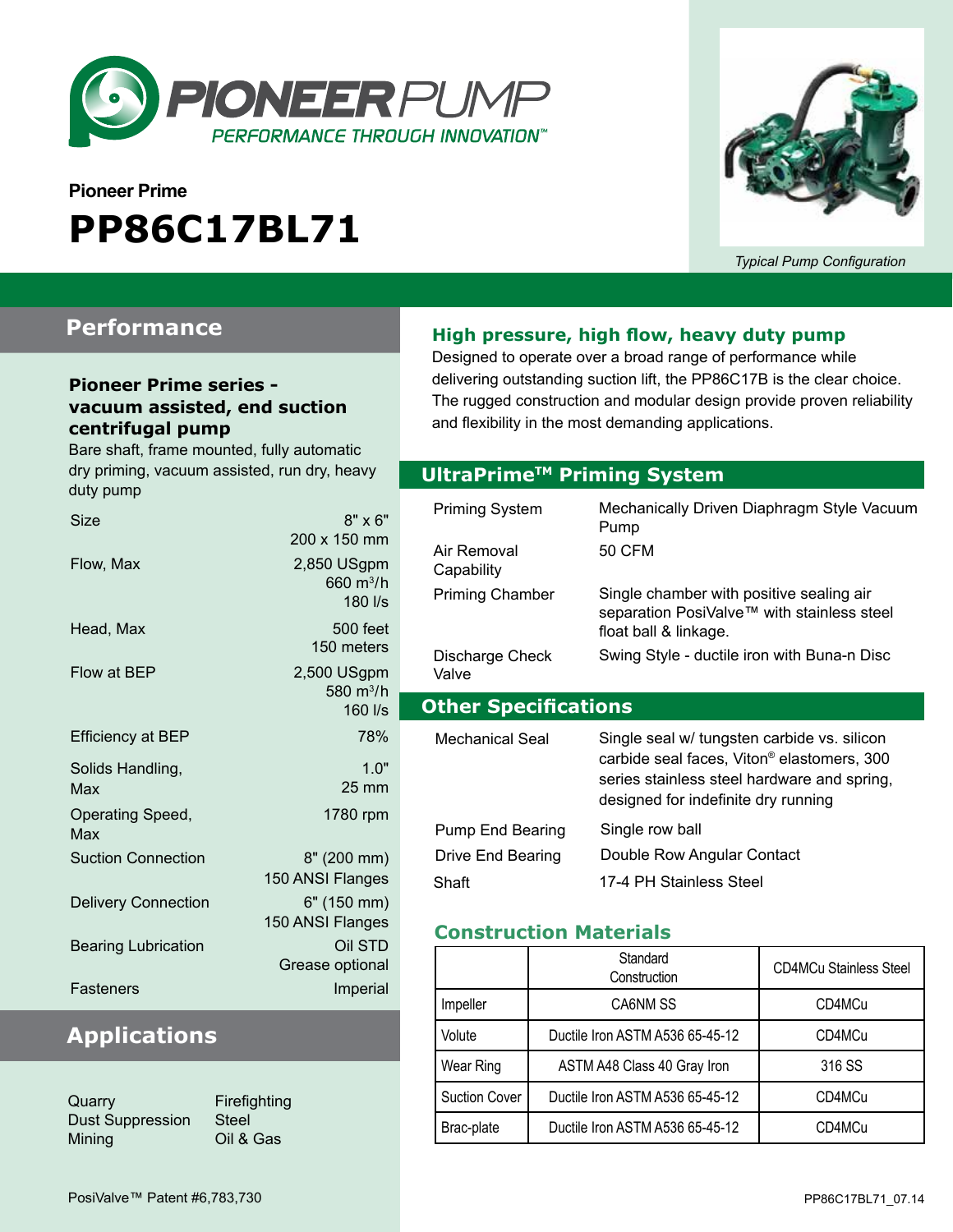# PIONEERPUMP

PERFORMANCE THROUGH INNOVATION™

**Pioneer Prime**

# PP86C17BL71

*Typical Pump Configuration*

## Performance

### Pioneer Prime series - vacuum assisted, end suction centrifugal pump

Bare shaft, frame mounted, fully automatic dry priming, vacuum assisted, run dry, heavy duty pump

| | |
|---|---|
| Size | 8" x 6"<br>200 x 150 mm |
| Flow, Max | 2,850 USgpm<br>660 $m^3/h$<br>180 l/s |
| Head, Max | 500 feet<br>150 meters |
| Flow at BEP | 2,500 USgpm<br>580 $m^3/h$<br>160 l/s |
| Efficiency at BEP | 78% |
| Solids Handling, Max | 1.0"<br>25 mm |
| Operating Speed, Max | 1780 rpm |
| Suction Connection | 8" (200 mm)<br>150 ANSI Flanges |
| Delivery Connection | 6" (150 mm)<br>150 ANSI Flanges |
| Bearing Lubrication | Oil STD<br>Grease optional |
| Fasteners | Imperial |

## Applications

- Quarry
- Dust Suppression
- Mining
- Firefighting
- Steel
- Oil & Gas

### High pressure, high flow, heavy duty pump

Designed to operate over a broad range of performance while delivering outstanding suction lift, the PP86C17B is the clear choice. The rugged construction and modular design provide proven reliability and flexibility in the most demanding applications.

## UltraPrime™ Priming System

| | |
|---|---|
| Priming System | Mechanically Driven Diaphragm Style Vacuum Pump |
| Air Removal Capability | 50 CFM |
| Priming Chamber | Single chamber with positive sealing air separation PosiValve™ with stainless steel float ball & linkage. |
| Discharge Check Valve | Swing Style - ductile iron with Buna-n Disc |

## Other Specifications

| | |
|---|---|
| Mechanical Seal | Single seal w/ tungsten carbide vs. silicon carbide seal faces, Viton® elastomers, 300 series stainless steel hardware and spring, designed for indefinite dry running |
| Pump End Bearing | Single row ball |
| Drive End Bearing | Double Row Angular Contact |
| Shaft | 17-4 PH Stainless Steel |

### Construction Materials

| | Standard Construction | CD4MCu Stainless Steel |
|---|---|---|
| Impeller | CA6NM SS | CD4MCu |
| Volute | Ductile Iron ASTM A536 65-45-12 | CD4MCu |
| Wear Ring | ASTM A48 Class 40 Gray Iron | 316 SS |
| Suction Cover | Ductile Iron ASTM A536 65-45-12 | CD4MCu |
| Brac-plate | Ductile Iron ASTM A536 65-45-12 | CD4MCu |

PosiValve™ Patent #6,783,730

PP86C17BL71_07.14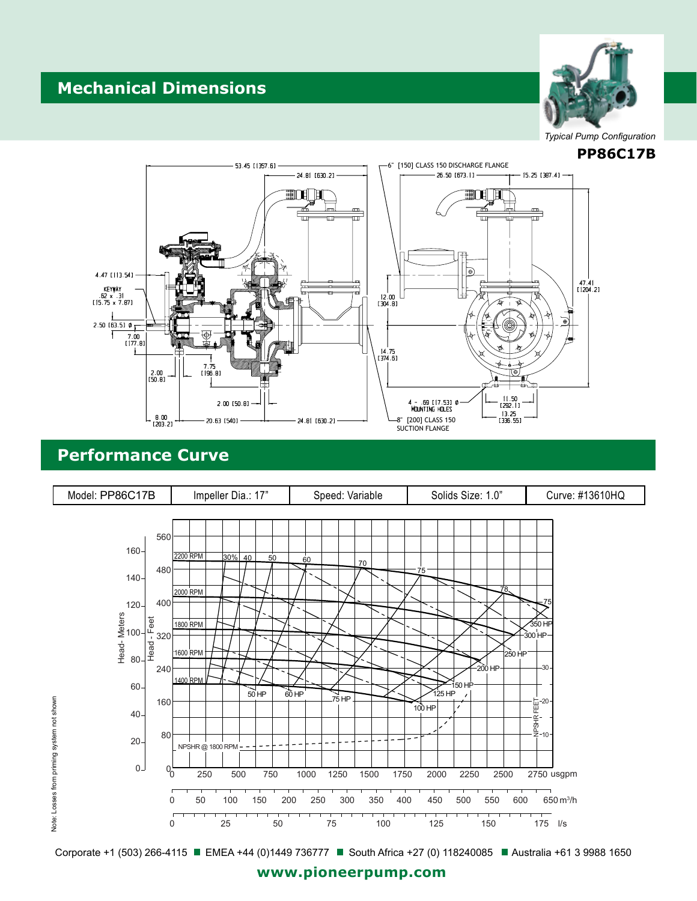## Mechanical Dimensions

*Typical Pump Configuration*

**PP86C17B**

53.45 [1357.6]
24.81 [630.2]
6" [150] CLASS 150 DISCHARGE FLANGE
26.50 [673.1]
15.25 [387.4]
4.47 [113.54]
KEYWAY
.62 x .31
[15.75 x 7.87]
2.50 [63.5] ø
7.00
[177.8]
12.00
[304.8]
47.41
[1204.2]
14.75
[374.6]
7.75
[196.8]
2.00
[50.8]
2.00 [50.8]
4 - .69 [17.53] ø
MOUNTING HOLES
11.50
[292.1]
13.25
[336.55]
8.00
[203.2]
20.63 [540]
24.81 [630.2]
8" [200] CLASS 150
SUCTION FLANGE

## Performance Curve

| Model: PP86C17B | Impeller Dia.: 17" | Speed: Variable | Solids Size: 1.0" | Curve: #13610HQ |
|---|---|---|---|---|

Head- Meters: 0, 20, 40, 60, 80, 100, 120, 140, 160
Head - Feet: 0, 80, 160, 240, 320, 400, 480, 560
2200 RPM
2000 RPM
1800 RPM
1600 RPM
1400 RPM
30% 40 50 60 70 75 78 75
350 HP
300 HP
250 HP
200 HP
150 HP
125 HP
100 HP
75 HP
60 HP
50 HP
NPSHR @ 1800 RPM
NPSHR FEET: 10, 20, 30
0 250 500 750 1000 1250 1500 1750 2000 2250 2500 2750 usgpm
0 50 100 150 200 250 300 350 400 450 500 550 600 650 m³/h
0 25 50 75 100 125 150 175 l/s

Note: Losses from priming system not shown

Corporate +1 (503) 266-4115 ■ EMEA +44 (0)1449 736777 ■ South Africa +27 (0) 118240085 ■ Australia +61 3 9988 1650

**www.pioneerpump.com**